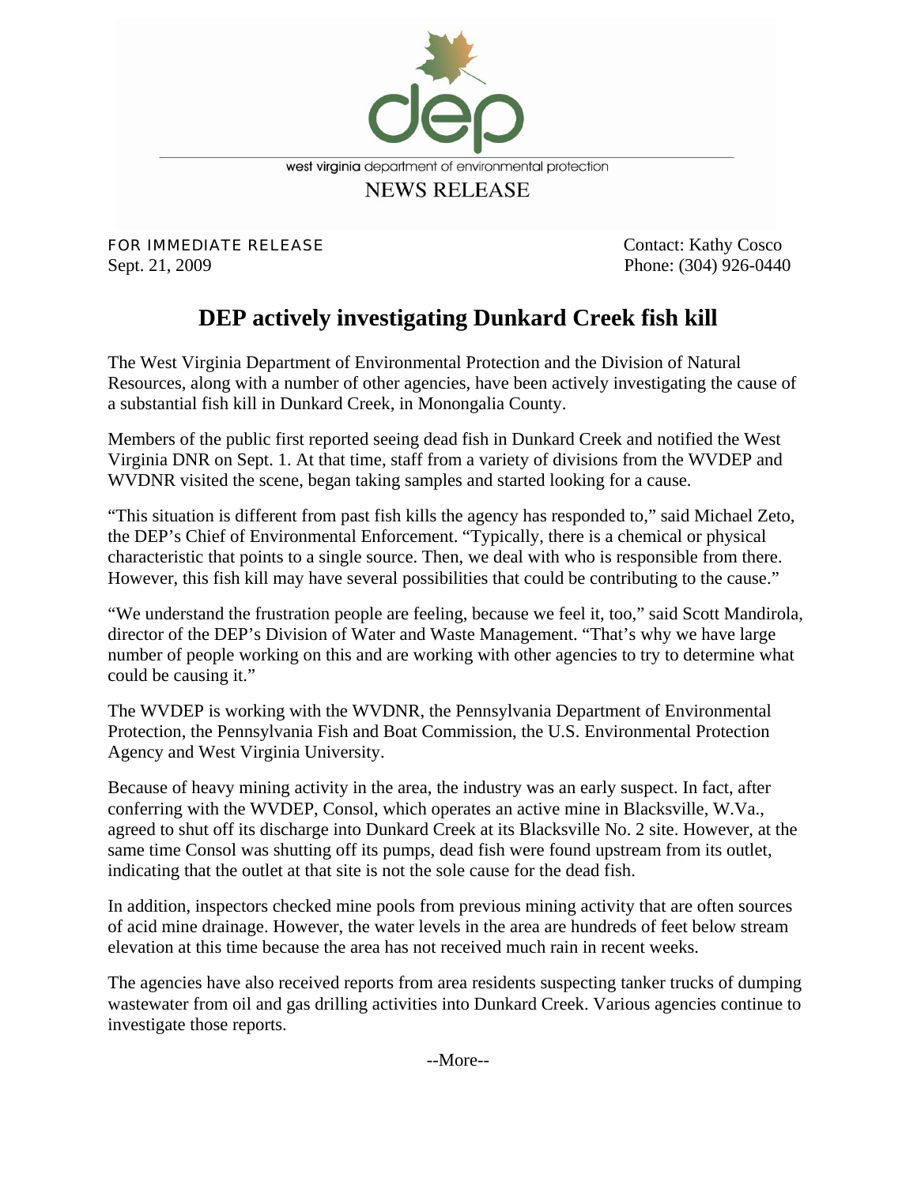dep

west virginia department of environmental protection

NEWS RELEASE

FOR IMMEDIATE RELEASE
Sept. 21, 2009

Contact: Kathy Cosco
Phone: (304) 926-0440

# DEP actively investigating Dunkard Creek fish kill

The West Virginia Department of Environmental Protection and the Division of Natural Resources, along with a number of other agencies, have been actively investigating the cause of a substantial fish kill in Dunkard Creek, in Monongalia County.

Members of the public first reported seeing dead fish in Dunkard Creek and notified the West Virginia DNR on Sept. 1. At that time, staff from a variety of divisions from the WVDEP and WVDNR visited the scene, began taking samples and started looking for a cause.

"This situation is different from past fish kills the agency has responded to," said Michael Zeto, the DEP's Chief of Environmental Enforcement. "Typically, there is a chemical or physical characteristic that points to a single source. Then, we deal with who is responsible from there. However, this fish kill may have several possibilities that could be contributing to the cause."

"We understand the frustration people are feeling, because we feel it, too," said Scott Mandirola, director of the DEP's Division of Water and Waste Management. "That's why we have large number of people working on this and are working with other agencies to try to determine what could be causing it."

The WVDEP is working with the WVDNR, the Pennsylvania Department of Environmental Protection, the Pennsylvania Fish and Boat Commission, the U.S. Environmental Protection Agency and West Virginia University.

Because of heavy mining activity in the area, the industry was an early suspect. In fact, after conferring with the WVDEP, Consol, which operates an active mine in Blacksville, W.Va., agreed to shut off its discharge into Dunkard Creek at its Blacksville No. 2 site. However, at the same time Consol was shutting off its pumps, dead fish were found upstream from its outlet, indicating that the outlet at that site is not the sole cause for the dead fish.

In addition, inspectors checked mine pools from previous mining activity that are often sources of acid mine drainage. However, the water levels in the area are hundreds of feet below stream elevation at this time because the area has not received much rain in recent weeks.

The agencies have also received reports from area residents suspecting tanker trucks of dumping wastewater from oil and gas drilling activities into Dunkard Creek. Various agencies continue to investigate those reports.

--More--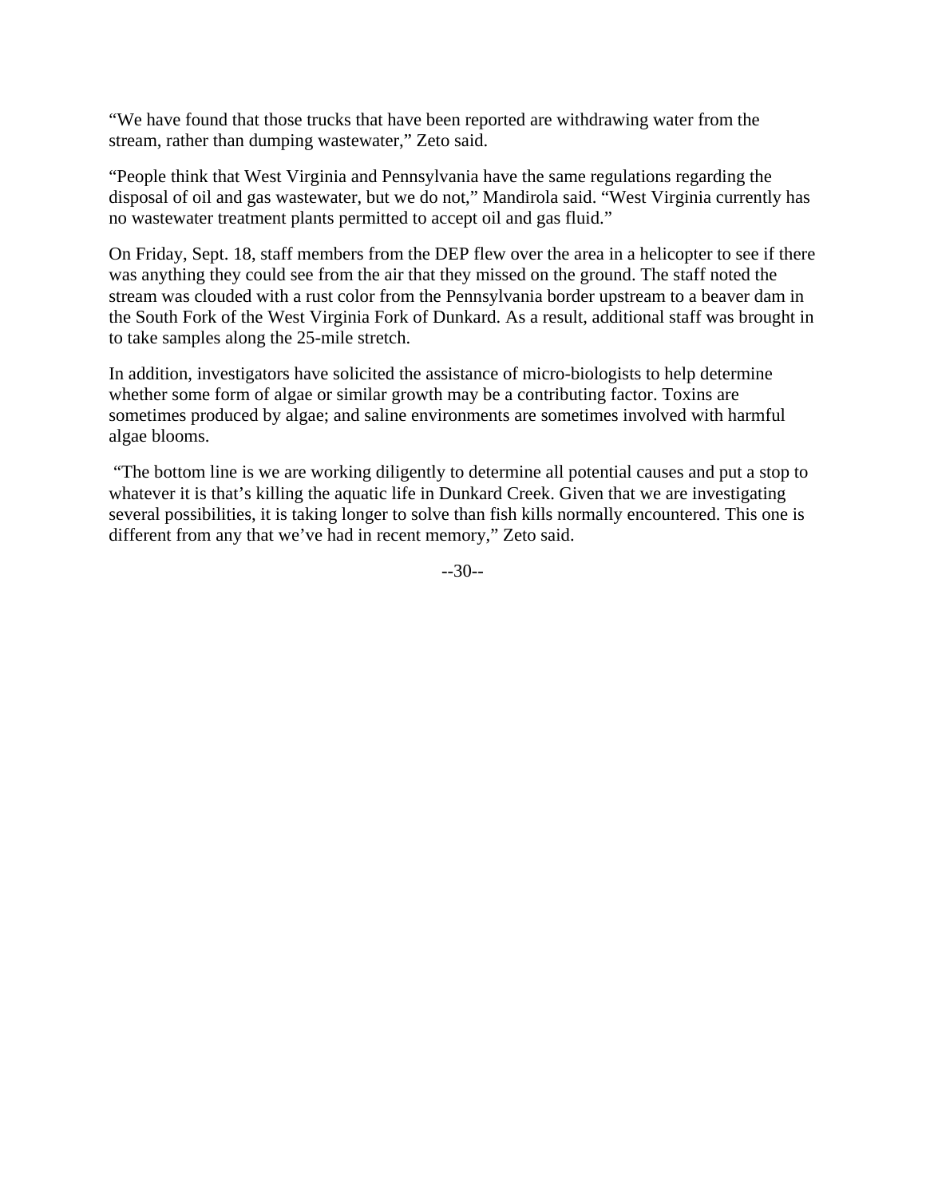"We have found that those trucks that have been reported are withdrawing water from the stream, rather than dumping wastewater," Zeto said.

"People think that West Virginia and Pennsylvania have the same regulations regarding the disposal of oil and gas wastewater, but we do not," Mandirola said. "West Virginia currently has no wastewater treatment plants permitted to accept oil and gas fluid."

On Friday, Sept. 18, staff members from the DEP flew over the area in a helicopter to see if there was anything they could see from the air that they missed on the ground. The staff noted the stream was clouded with a rust color from the Pennsylvania border upstream to a beaver dam in the South Fork of the West Virginia Fork of Dunkard. As a result, additional staff was brought in to take samples along the 25-mile stretch.

In addition, investigators have solicited the assistance of micro-biologists to help determine whether some form of algae or similar growth may be a contributing factor. Toxins are sometimes produced by algae; and saline environments are sometimes involved with harmful algae blooms.

"The bottom line is we are working diligently to determine all potential causes and put a stop to whatever it is that's killing the aquatic life in Dunkard Creek. Given that we are investigating several possibilities, it is taking longer to solve than fish kills normally encountered. This one is different from any that we've had in recent memory," Zeto said.

--30--